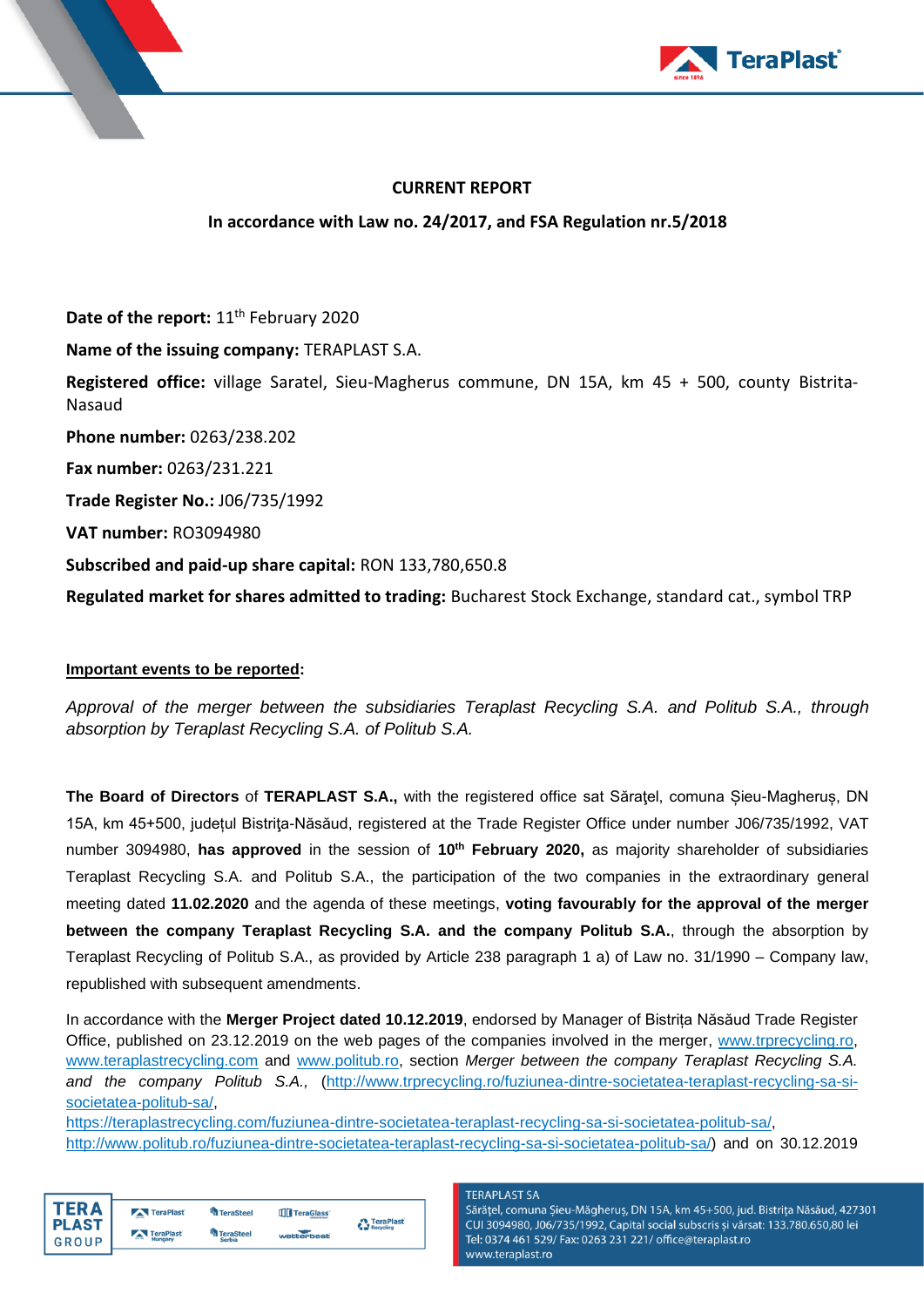**CURRENT REPORT**

**In accordance with Law no. 24/2017, and FSA Regulation nr.5/2018**

**Date of the report:** 11th February 2020

**Name of the issuing company:** TERAPLAST S.A.

**Registered office:** village Saratel, Sieu-Magherus commune, DN 15A, km 45 + 500, county Bistrita-Nasaud

**Phone number:** 0263/238.202

**Fax number:** 0263/231.221

**Trade Register No.:** J06/735/1992

**VAT number:** RO3094980

**Subscribed and paid-up share capital:** RON 133,780,650.8

**Regulated market for shares admitted to trading:** Bucharest Stock Exchange, standard cat., symbol TRP

**Important events to be reported:**

*Approval of the merger between the subsidiaries Teraplast Recycling S.A. and Politub S.A., through absorption by Teraplast Recycling S.A. of Politub S.A.*

**The Board of Directors** of **TERAPLAST S.A.,** with the registered office sat Sărăţel, comuna Șieu-Magheruș, DN 15A, km 45+500, județul Bistriţa-Năsăud, registered at the Trade Register Office under number J06/735/1992, VAT number 3094980, **has approved** in the session of **10th February 2020,** as majority shareholder of subsidiaries Teraplast Recycling S.A. and Politub S.A., the participation of the two companies in the extraordinary general meeting dated **11.02.2020** and the agenda of these meetings, **voting favourably for the approval of the merger between the company Teraplast Recycling S.A. and the company Politub S.A.**, through the absorption by Teraplast Recycling of Politub S.A., as provided by Article 238 paragraph 1 a) of Law no. 31/1990 – Company law, republished with subsequent amendments.

In accordance with the **Merger Project dated 10.12.2019**, endorsed by Manager of Bistrița Năsăud Trade Register Office, published on 23.12.2019 on the web pages of the companies involved in the merger, www.trprecycling.ro, www.teraplastrecycling.com and www.politub.ro, section *Merger between the company Teraplast Recycling S.A. and the company Politub S.A.,* (http://www.trprecycling.ro/fuziunea-dintre-societatea-teraplast-recycling-sa-si-societatea-politub-sa/, https://teraplastrecycling.com/fuziunea-dintre-societatea-teraplast-recycling-sa-si-societatea-politub-sa/, http://www.politub.ro/fuziunea-dintre-societatea-teraplast-recycling-sa-si-societatea-politub-sa/) and on 30.12.2019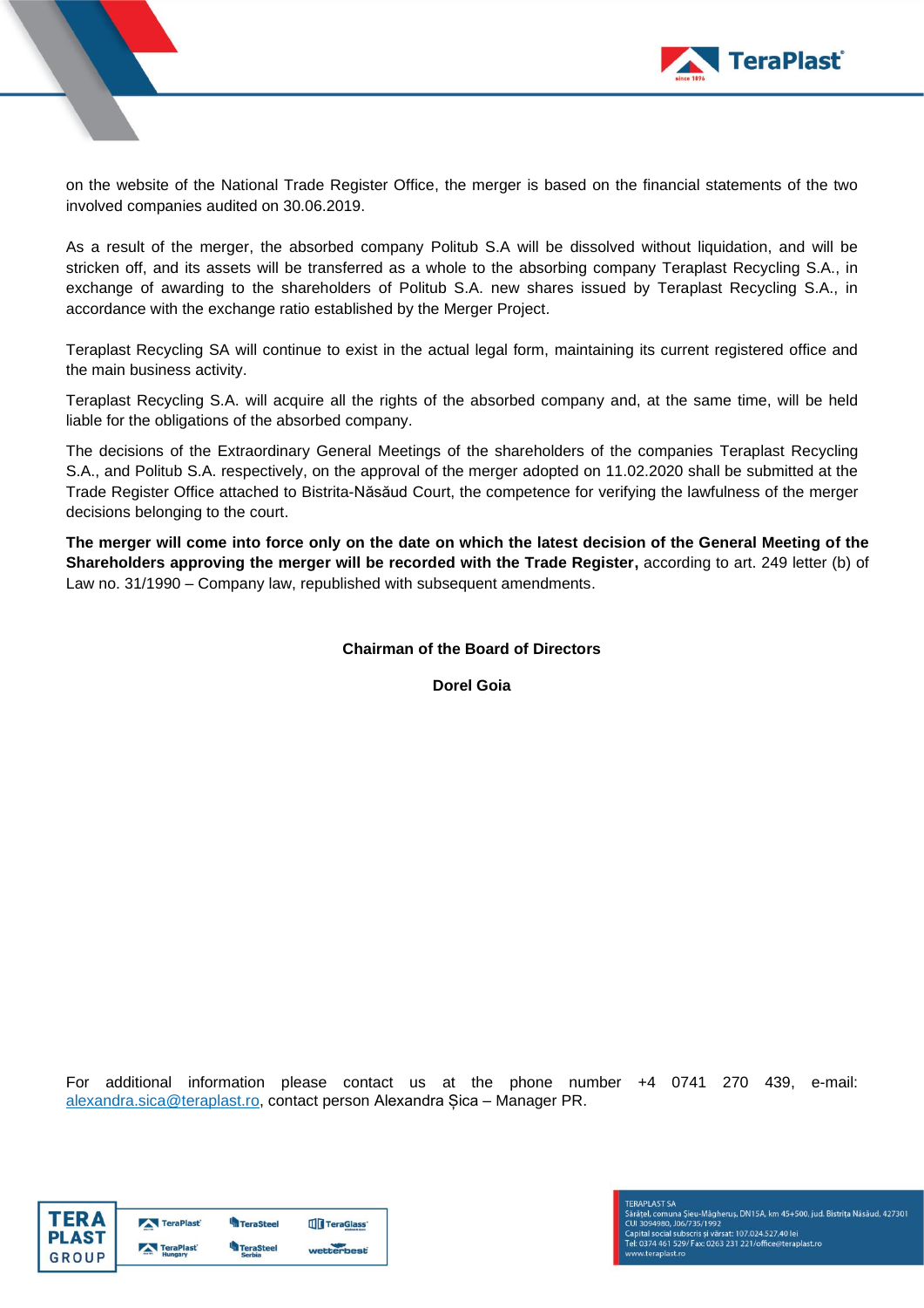on the website of the National Trade Register Office, the merger is based on the financial statements of the two involved companies audited on 30.06.2019.

As a result of the merger, the absorbed company Politub S.A will be dissolved without liquidation, and will be stricken off, and its assets will be transferred as a whole to the absorbing company Teraplast Recycling S.A., in exchange of awarding to the shareholders of Politub S.A. new shares issued by Teraplast Recycling S.A., in accordance with the exchange ratio established by the Merger Project.

Teraplast Recycling SA will continue to exist in the actual legal form, maintaining its current registered office and the main business activity.

Teraplast Recycling S.A. will acquire all the rights of the absorbed company and, at the same time, will be held liable for the obligations of the absorbed company.

The decisions of the Extraordinary General Meetings of the shareholders of the companies Teraplast Recycling S.A., and Politub S.A. respectively, on the approval of the merger adopted on 11.02.2020 shall be submitted at the Trade Register Office attached to Bistrita-Năsăud Court, the competence for verifying the lawfulness of the merger decisions belonging to the court.

**The merger will come into force only on the date on which the latest decision of the General Meeting of the Shareholders approving the merger will be recorded with the Trade Register,** according to art. 249 letter (b) of Law no. 31/1990 – Company law, republished with subsequent amendments.

**Chairman of the Board of Directors**

**Dorel Goia**

For additional information please contact us at the phone number +4 0741 270 439, e-mail: alexandra.sica@teraplast.ro, contact person Alexandra Șica – Manager PR.